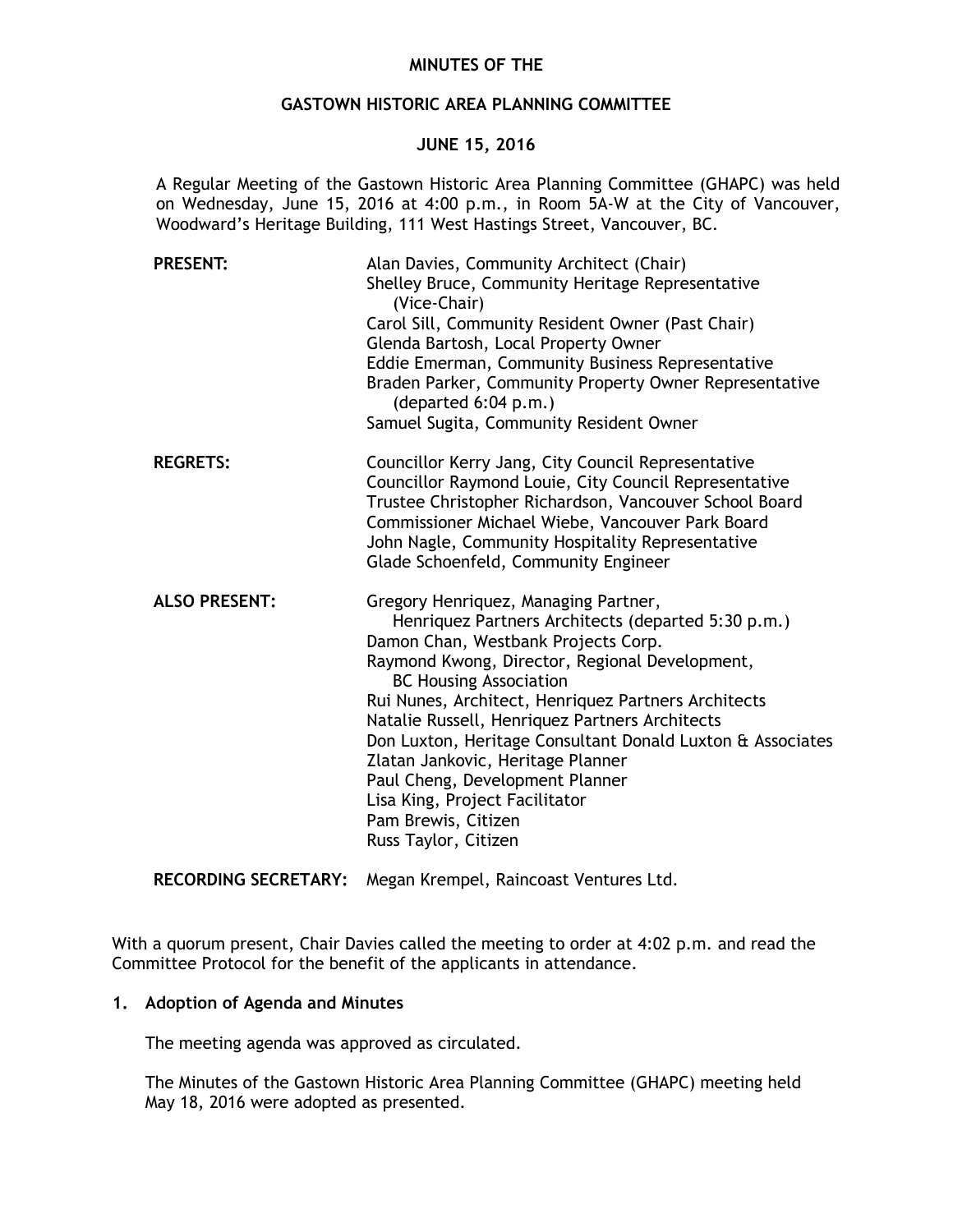# MINUTES OF THE

## GASTOWN HISTORIC AREA PLANNING COMMITTEE

### JUNE 15, 2016

A Regular Meeting of the Gastown Historic Area Planning Committee (GHAPC) was held on Wednesday, June 15, 2016 at 4:00 p.m., in Room 5A-W at the City of Vancouver, Woodward's Heritage Building, 111 West Hastings Street, Vancouver, BC.

| | |
|---|---|
| **PRESENT:** | Alan Davies, Community Architect (Chair)<br>Shelley Bruce, Community Heritage Representative (Vice-Chair)<br>Carol Sill, Community Resident Owner (Past Chair)<br>Glenda Bartosh, Local Property Owner<br>Eddie Emerman, Community Business Representative<br>Braden Parker, Community Property Owner Representative (departed 6:04 p.m.)<br>Samuel Sugita, Community Resident Owner |
| **REGRETS:** | Councillor Kerry Jang, City Council Representative<br>Councillor Raymond Louie, City Council Representative<br>Trustee Christopher Richardson, Vancouver School Board<br>Commissioner Michael Wiebe, Vancouver Park Board<br>John Nagle, Community Hospitality Representative<br>Glade Schoenfeld, Community Engineer |
| **ALSO PRESENT:** | Gregory Henriquez, Managing Partner, Henriquez Partners Architects (departed 5:30 p.m.)<br>Damon Chan, Westbank Projects Corp.<br>Raymond Kwong, Director, Regional Development, BC Housing Association<br>Rui Nunes, Architect, Henriquez Partners Architects<br>Natalie Russell, Henriquez Partners Architects<br>Don Luxton, Heritage Consultant Donald Luxton & Associates<br>Zlatan Jankovic, Heritage Planner<br>Paul Cheng, Development Planner<br>Lisa King, Project Facilitator<br>Pam Brewis, Citizen<br>Russ Taylor, Citizen |
| **RECORDING SECRETARY:** | Megan Krempel, Raincoast Ventures Ltd. |

With a quorum present, Chair Davies called the meeting to order at 4:02 p.m. and read the Committee Protocol for the benefit of the applicants in attendance.

**1. Adoption of Agenda and Minutes**

The meeting agenda was approved as circulated.

The Minutes of the Gastown Historic Area Planning Committee (GHAPC) meeting held May 18, 2016 were adopted as presented.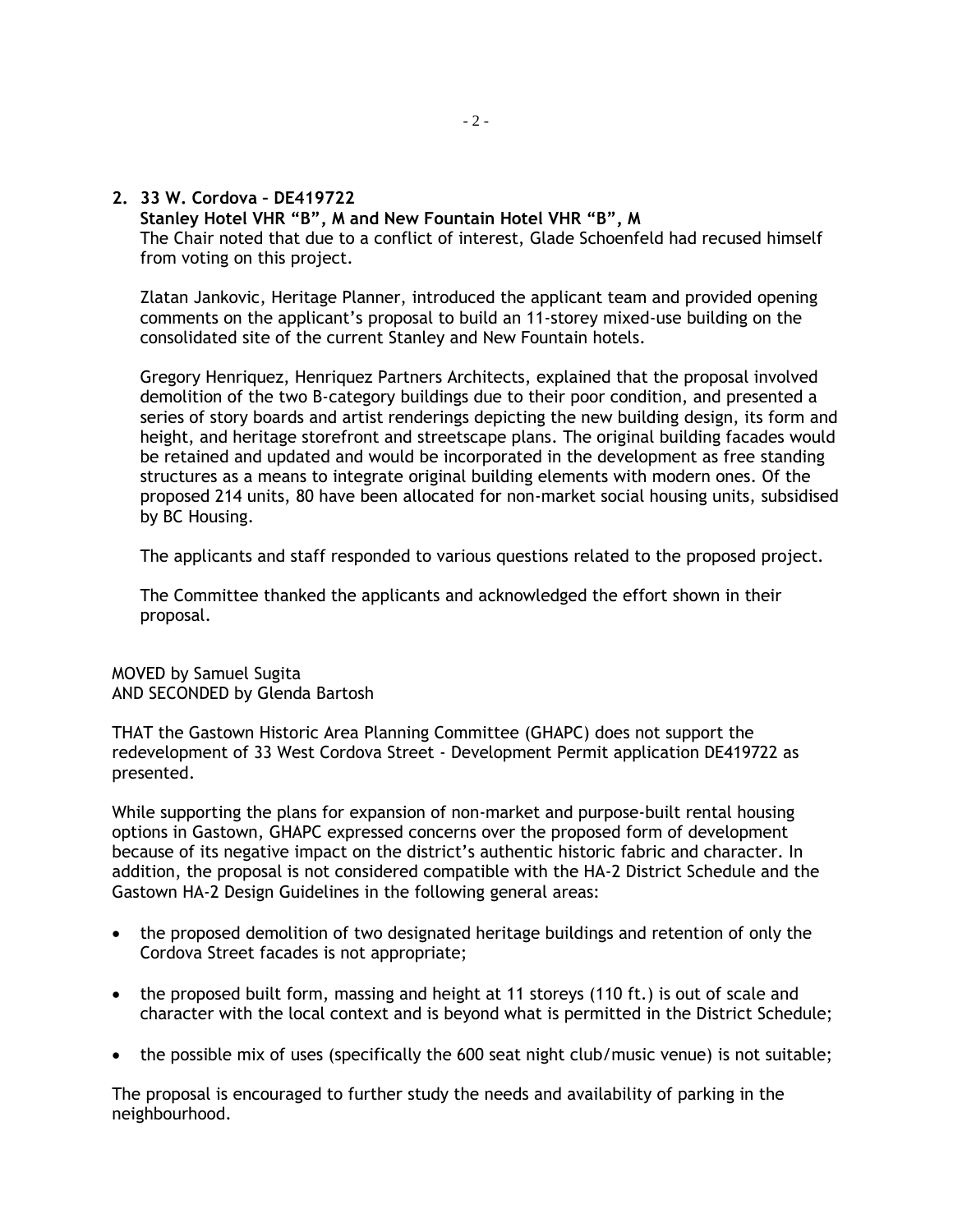**2. 33 W. Cordova – DE419722**
**Stanley Hotel VHR "B", M and New Fountain Hotel VHR "B", M**

The Chair noted that due to a conflict of interest, Glade Schoenfeld had recused himself from voting on this project.

Zlatan Jankovic, Heritage Planner, introduced the applicant team and provided opening comments on the applicant's proposal to build an 11-storey mixed-use building on the consolidated site of the current Stanley and New Fountain hotels.

Gregory Henriquez, Henriquez Partners Architects, explained that the proposal involved demolition of the two B-category buildings due to their poor condition, and presented a series of story boards and artist renderings depicting the new building design, its form and height, and heritage storefront and streetscape plans. The original building facades would be retained and updated and would be incorporated in the development as free standing structures as a means to integrate original building elements with modern ones. Of the proposed 214 units, 80 have been allocated for non-market social housing units, subsidised by BC Housing.

The applicants and staff responded to various questions related to the proposed project.

The Committee thanked the applicants and acknowledged the effort shown in their proposal.

MOVED by Samuel Sugita
AND SECONDED by Glenda Bartosh

THAT the Gastown Historic Area Planning Committee (GHAPC) does not support the redevelopment of 33 West Cordova Street - Development Permit application DE419722 as presented.

While supporting the plans for expansion of non-market and purpose-built rental housing options in Gastown, GHAPC expressed concerns over the proposed form of development because of its negative impact on the district's authentic historic fabric and character. In addition, the proposal is not considered compatible with the HA-2 District Schedule and the Gastown HA-2 Design Guidelines in the following general areas:

- the proposed demolition of two designated heritage buildings and retention of only the Cordova Street facades is not appropriate;
- the proposed built form, massing and height at 11 storeys (110 ft.) is out of scale and character with the local context and is beyond what is permitted in the District Schedule;
- the possible mix of uses (specifically the 600 seat night club/music venue) is not suitable;

The proposal is encouraged to further study the needs and availability of parking in the neighbourhood.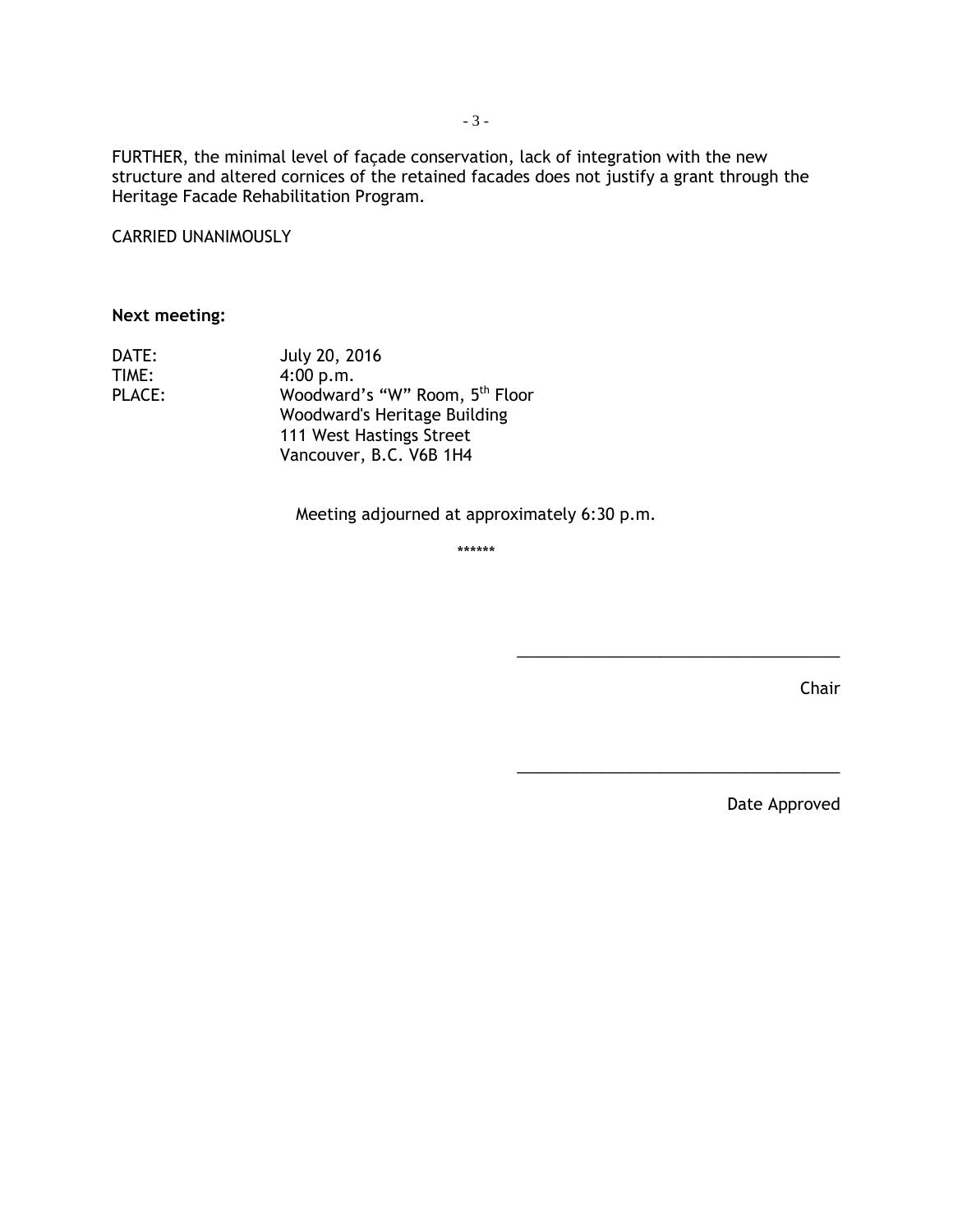FURTHER, the minimal level of façade conservation, lack of integration with the new structure and altered cornices of the retained facades does not justify a grant through the Heritage Facade Rehabilitation Program.

CARRIED UNANIMOUSLY

**Next meeting:**

| | |
|---|---|
| DATE: | July 20, 2016 |
| TIME: | 4:00 p.m. |
| PLACE: | Woodward's "W" Room, 5th Floor<br>Woodward's Heritage Building<br>111 West Hastings Street<br>Vancouver, B.C. V6B 1H4 |

Meeting adjourned at approximately 6:30 p.m.

******

\_\_\_\_\_\_\_\_\_\_\_\_\_\_\_\_\_\_\_\_\_\_\_\_\_\_\_\_\_\_\_\_

Chair

\_\_\_\_\_\_\_\_\_\_\_\_\_\_\_\_\_\_\_\_\_\_\_\_\_\_\_\_\_\_\_\_

Date Approved